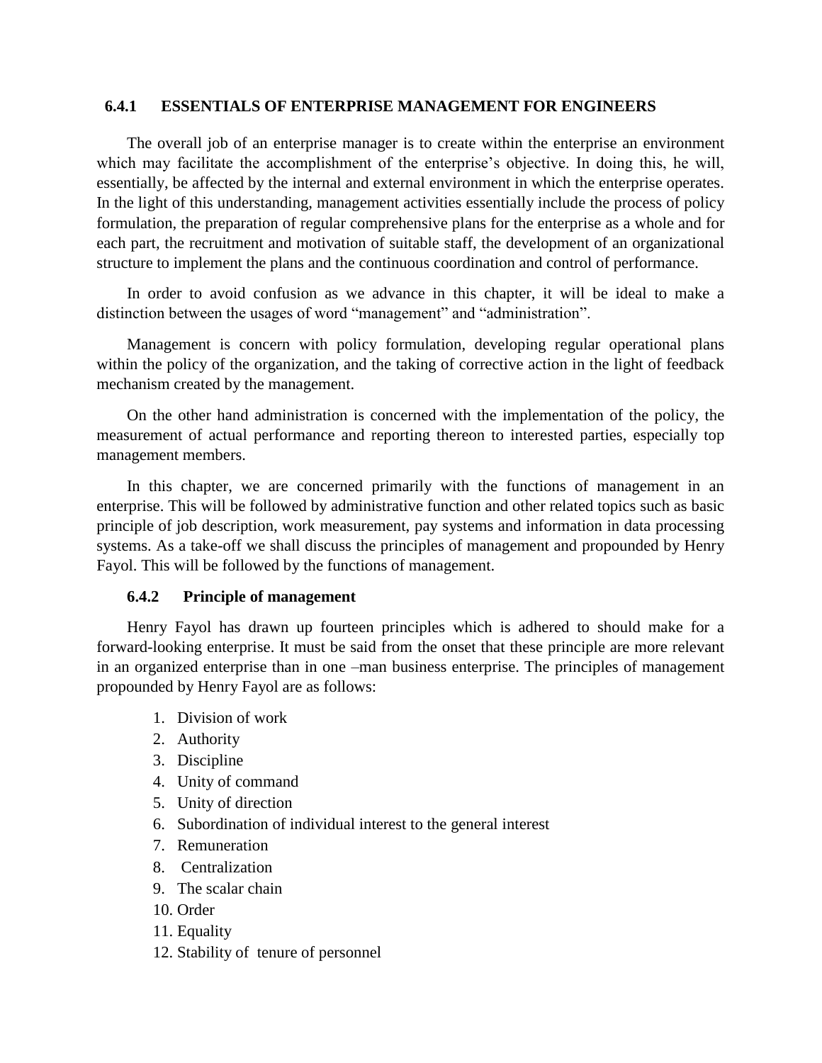### 6.4.1 ESSENTIALS OF ENTERPRISE MANAGEMENT FOR ENGINEERS

The overall job of an enterprise manager is to create within the enterprise an environment which may facilitate the accomplishment of the enterprise's objective. In doing this, he will, essentially, be affected by the internal and external environment in which the enterprise operates. In the light of this understanding, management activities essentially include the process of policy formulation, the preparation of regular comprehensive plans for the enterprise as a whole and for each part, the recruitment and motivation of suitable staff, the development of an organizational structure to implement the plans and the continuous coordination and control of performance.

In order to avoid confusion as we advance in this chapter, it will be ideal to make a distinction between the usages of word "management" and "administration".

Management is concern with policy formulation, developing regular operational plans within the policy of the organization, and the taking of corrective action in the light of feedback mechanism created by the management.

On the other hand administration is concerned with the implementation of the policy, the measurement of actual performance and reporting thereon to interested parties, especially top management members.

In this chapter, we are concerned primarily with the functions of management in an enterprise. This will be followed by administrative function and other related topics such as basic principle of job description, work measurement, pay systems and information in data processing systems. As a take-off we shall discuss the principles of management and propounded by Henry Fayol. This will be followed by the functions of management.

#### 6.4.2 Principle of management

Henry Fayol has drawn up fourteen principles which is adhered to should make for a forward-looking enterprise. It must be said from the onset that these principle are more relevant in an organized enterprise than in one –man business enterprise. The principles of management propounded by Henry Fayol are as follows:

1. Division of work
2. Authority
3. Discipline
4. Unity of command
5. Unity of direction
6. Subordination of individual interest to the general interest
7. Remuneration
8. Centralization
9. The scalar chain
10. Order
11. Equality
12. Stability of tenure of personnel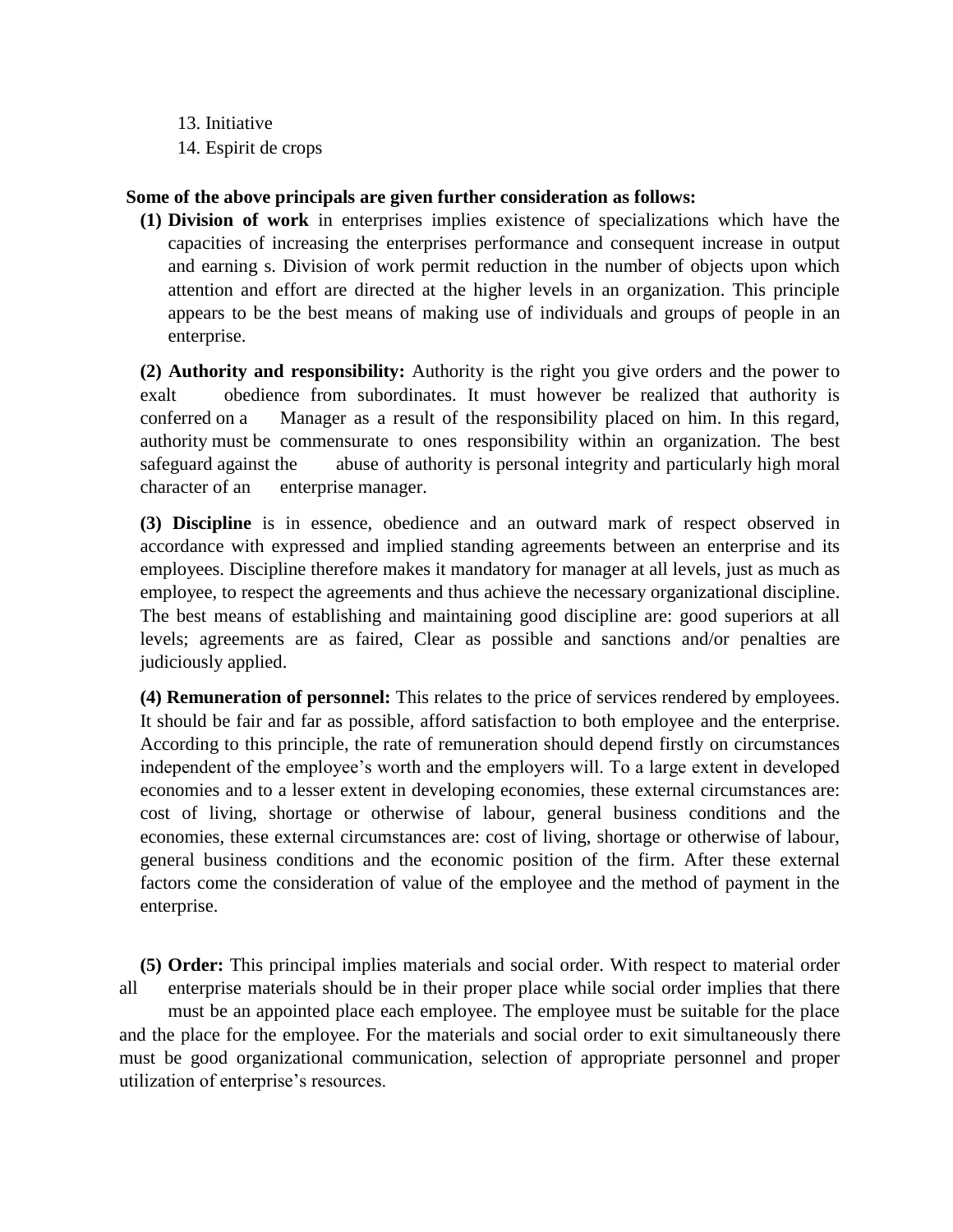13. Initiative
14. Espirit de crops

**Some of the above principals are given further consideration as follows:**

**(1) Division of work** in enterprises implies existence of specializations which have the capacities of increasing the enterprises performance and consequent increase in output and earning s. Division of work permit reduction in the number of objects upon which attention and effort are directed at the higher levels in an organization. This principle appears to be the best means of making use of individuals and groups of people in an enterprise.

**(2) Authority and responsibility:** Authority is the right you give orders and the power to exalt obedience from subordinates. It must however be realized that authority is conferred on a Manager as a result of the responsibility placed on him. In this regard, authority must be commensurate to ones responsibility within an organization. The best safeguard against the abuse of authority is personal integrity and particularly high moral character of an enterprise manager.

**(3) Discipline** is in essence, obedience and an outward mark of respect observed in accordance with expressed and implied standing agreements between an enterprise and its employees. Discipline therefore makes it mandatory for manager at all levels, just as much as employee, to respect the agreements and thus achieve the necessary organizational discipline. The best means of establishing and maintaining good discipline are: good superiors at all levels; agreements are as faired, Clear as possible and sanctions and/or penalties are judiciously applied.

**(4) Remuneration of personnel:** This relates to the price of services rendered by employees. It should be fair and far as possible, afford satisfaction to both employee and the enterprise. According to this principle, the rate of remuneration should depend firstly on circumstances independent of the employee's worth and the employers will. To a large extent in developed economies and to a lesser extent in developing economies, these external circumstances are: cost of living, shortage or otherwise of labour, general business conditions and the economies, these external circumstances are: cost of living, shortage or otherwise of labour, general business conditions and the economic position of the firm. After these external factors come the consideration of value of the employee and the method of payment in the enterprise.

**(5) Order:** This principal implies materials and social order. With respect to material order all enterprise materials should be in their proper place while social order implies that there must be an appointed place each employee. The employee must be suitable for the place and the place for the employee. For the materials and social order to exit simultaneously there must be good organizational communication, selection of appropriate personnel and proper utilization of enterprise's resources.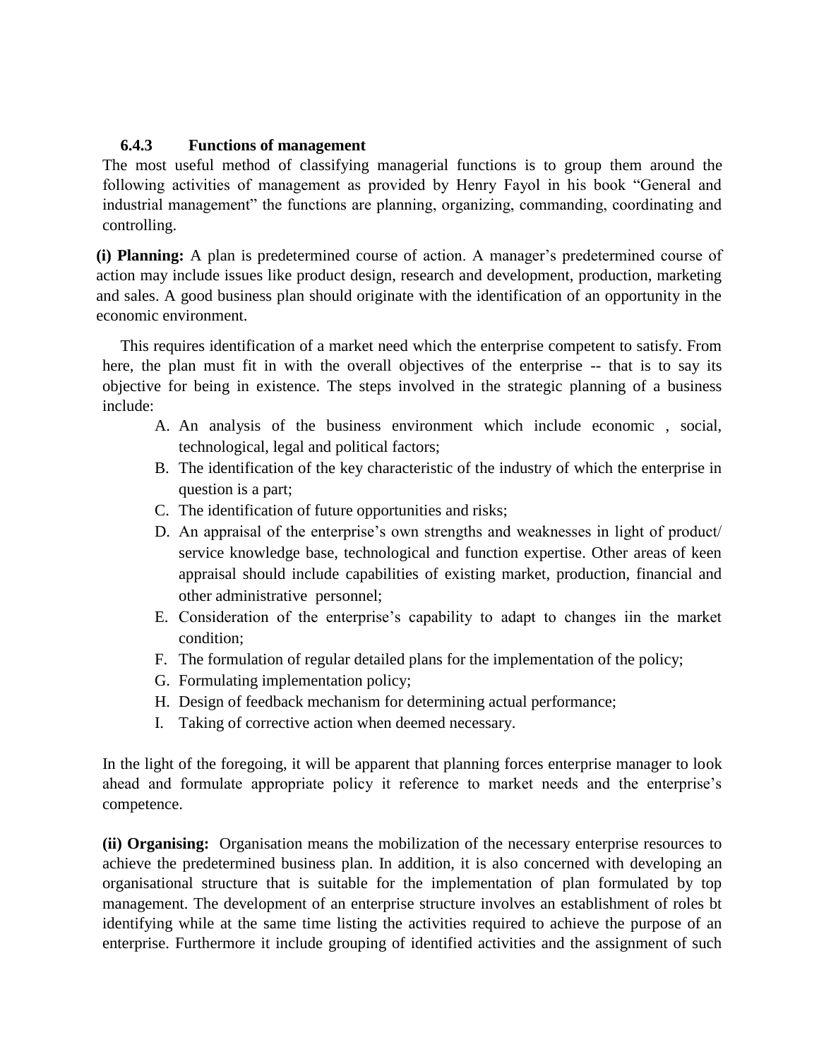### 6.4.3 Functions of management

The most useful method of classifying managerial functions is to group them around the following activities of management as provided by Henry Fayol in his book "General and industrial management" the functions are planning, organizing, commanding, coordinating and controlling.

**(i) Planning:** A plan is predetermined course of action. A manager's predetermined course of action may include issues like product design, research and development, production, marketing and sales. A good business plan should originate with the identification of an opportunity in the economic environment.

This requires identification of a market need which the enterprise competent to satisfy. From here, the plan must fit in with the overall objectives of the enterprise -- that is to say its objective for being in existence. The steps involved in the strategic planning of a business include:

A. An analysis of the business environment which include economic , social, technological, legal and political factors;
B. The identification of the key characteristic of the industry of which the enterprise in question is a part;
C. The identification of future opportunities and risks;
D. An appraisal of the enterprise's own strengths and weaknesses in light of product/ service knowledge base, technological and function expertise. Other areas of keen appraisal should include capabilities of existing market, production, financial and other administrative personnel;
E. Consideration of the enterprise's capability to adapt to changes iin the market condition;
F. The formulation of regular detailed plans for the implementation of the policy;
G. Formulating implementation policy;
H. Design of feedback mechanism for determining actual performance;
I. Taking of corrective action when deemed necessary.

In the light of the foregoing, it will be apparent that planning forces enterprise manager to look ahead and formulate appropriate policy it reference to market needs and the enterprise's competence.

**(ii) Organising:** Organisation means the mobilization of the necessary enterprise resources to achieve the predetermined business plan. In addition, it is also concerned with developing an organisational structure that is suitable for the implementation of plan formulated by top management. The development of an enterprise structure involves an establishment of roles bt identifying while at the same time listing the activities required to achieve the purpose of an enterprise. Furthermore it include grouping of identified activities and the assignment of such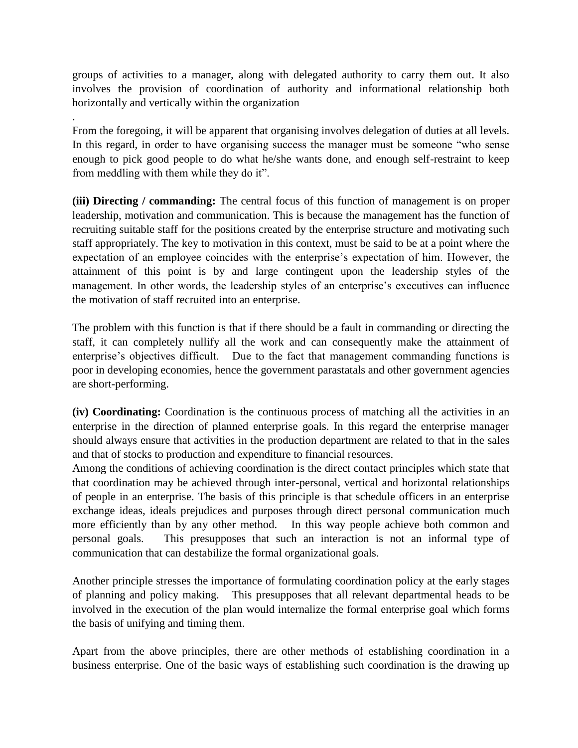groups of activities to a manager, along with delegated authority to carry them out. It also involves the provision of coordination of authority and informational relationship both horizontally and vertically within the organization

.

From the foregoing, it will be apparent that organising involves delegation of duties at all levels. In this regard, in order to have organising success the manager must be someone "who sense enough to pick good people to do what he/she wants done, and enough self-restraint to keep from meddling with them while they do it".

**(iii) Directing / commanding:** The central focus of this function of management is on proper leadership, motivation and communication. This is because the management has the function of recruiting suitable staff for the positions created by the enterprise structure and motivating such staff appropriately. The key to motivation in this context, must be said to be at a point where the expectation of an employee coincides with the enterprise's expectation of him. However, the attainment of this point is by and large contingent upon the leadership styles of the management. In other words, the leadership styles of an enterprise's executives can influence the motivation of staff recruited into an enterprise.

The problem with this function is that if there should be a fault in commanding or directing the staff, it can completely nullify all the work and can consequently make the attainment of enterprise's objectives difficult. Due to the fact that management commanding functions is poor in developing economies, hence the government parastatals and other government agencies are short-performing.

**(iv) Coordinating:** Coordination is the continuous process of matching all the activities in an enterprise in the direction of planned enterprise goals. In this regard the enterprise manager should always ensure that activities in the production department are related to that in the sales and that of stocks to production and expenditure to financial resources.

Among the conditions of achieving coordination is the direct contact principles which state that that coordination may be achieved through inter-personal, vertical and horizontal relationships of people in an enterprise. The basis of this principle is that schedule officers in an enterprise exchange ideas, ideals prejudices and purposes through direct personal communication much more efficiently than by any other method. In this way people achieve both common and personal goals. This presupposes that such an interaction is not an informal type of communication that can destabilize the formal organizational goals.

Another principle stresses the importance of formulating coordination policy at the early stages of planning and policy making. This presupposes that all relevant departmental heads to be involved in the execution of the plan would internalize the formal enterprise goal which forms the basis of unifying and timing them.

Apart from the above principles, there are other methods of establishing coordination in a business enterprise. One of the basic ways of establishing such coordination is the drawing up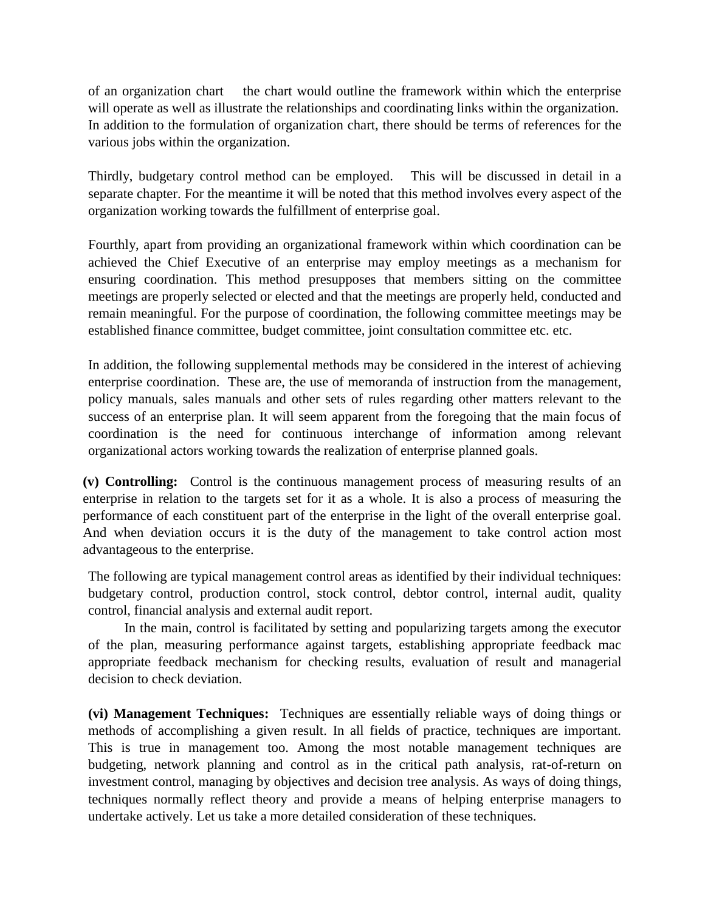of an organization chart the chart would outline the framework within which the enterprise will operate as well as illustrate the relationships and coordinating links within the organization. In addition to the formulation of organization chart, there should be terms of references for the various jobs within the organization.

Thirdly, budgetary control method can be employed. This will be discussed in detail in a separate chapter. For the meantime it will be noted that this method involves every aspect of the organization working towards the fulfillment of enterprise goal.

Fourthly, apart from providing an organizational framework within which coordination can be achieved the Chief Executive of an enterprise may employ meetings as a mechanism for ensuring coordination. This method presupposes that members sitting on the committee meetings are properly selected or elected and that the meetings are properly held, conducted and remain meaningful. For the purpose of coordination, the following committee meetings may be established finance committee, budget committee, joint consultation committee etc. etc.

In addition, the following supplemental methods may be considered in the interest of achieving enterprise coordination. These are, the use of memoranda of instruction from the management, policy manuals, sales manuals and other sets of rules regarding other matters relevant to the success of an enterprise plan. It will seem apparent from the foregoing that the main focus of coordination is the need for continuous interchange of information among relevant organizational actors working towards the realization of enterprise planned goals.

**(v) Controlling:** Control is the continuous management process of measuring results of an enterprise in relation to the targets set for it as a whole. It is also a process of measuring the performance of each constituent part of the enterprise in the light of the overall enterprise goal. And when deviation occurs it is the duty of the management to take control action most advantageous to the enterprise.

The following are typical management control areas as identified by their individual techniques: budgetary control, production control, stock control, debtor control, internal audit, quality control, financial analysis and external audit report.

In the main, control is facilitated by setting and popularizing targets among the executor of the plan, measuring performance against targets, establishing appropriate feedback mac appropriate feedback mechanism for checking results, evaluation of result and managerial decision to check deviation.

**(vi) Management Techniques:** Techniques are essentially reliable ways of doing things or methods of accomplishing a given result. In all fields of practice, techniques are important. This is true in management too. Among the most notable management techniques are budgeting, network planning and control as in the critical path analysis, rat-of-return on investment control, managing by objectives and decision tree analysis. As ways of doing things, techniques normally reflect theory and provide a means of helping enterprise managers to undertake actively. Let us take a more detailed consideration of these techniques.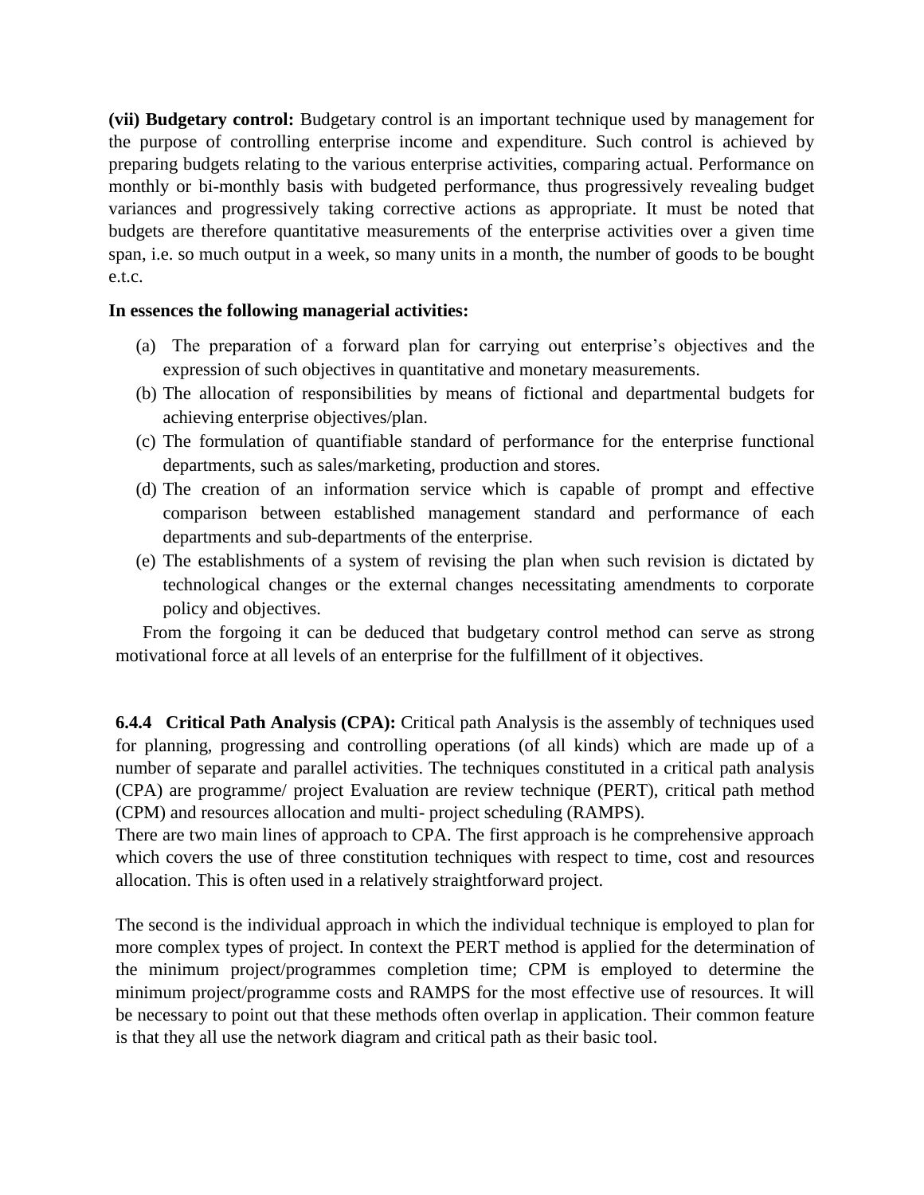**(vii) Budgetary control:** Budgetary control is an important technique used by management for the purpose of controlling enterprise income and expenditure. Such control is achieved by preparing budgets relating to the various enterprise activities, comparing actual. Performance on monthly or bi-monthly basis with budgeted performance, thus progressively revealing budget variances and progressively taking corrective actions as appropriate. It must be noted that budgets are therefore quantitative measurements of the enterprise activities over a given time span, i.e. so much output in a week, so many units in a month, the number of goods to be bought e.t.c.

**In essences the following managerial activities:**

(a) The preparation of a forward plan for carrying out enterprise's objectives and the expression of such objectives in quantitative and monetary measurements.
(b) The allocation of responsibilities by means of fictional and departmental budgets for achieving enterprise objectives/plan.
(c) The formulation of quantifiable standard of performance for the enterprise functional departments, such as sales/marketing, production and stores.
(d) The creation of an information service which is capable of prompt and effective comparison between established management standard and performance of each departments and sub-departments of the enterprise.
(e) The establishments of a system of revising the plan when such revision is dictated by technological changes or the external changes necessitating amendments to corporate policy and objectives.

From the forgoing it can be deduced that budgetary control method can serve as strong motivational force at all levels of an enterprise for the fulfillment of it objectives.

**6.4.4 Critical Path Analysis (CPA):** Critical path Analysis is the assembly of techniques used for planning, progressing and controlling operations (of all kinds) which are made up of a number of separate and parallel activities. The techniques constituted in a critical path analysis (CPA) are programme/ project Evaluation are review technique (PERT), critical path method (CPM) and resources allocation and multi- project scheduling (RAMPS).

There are two main lines of approach to CPA. The first approach is he comprehensive approach which covers the use of three constitution techniques with respect to time, cost and resources allocation. This is often used in a relatively straightforward project.

The second is the individual approach in which the individual technique is employed to plan for more complex types of project. In context the PERT method is applied for the determination of the minimum project/programmes completion time; CPM is employed to determine the minimum project/programme costs and RAMPS for the most effective use of resources. It will be necessary to point out that these methods often overlap in application. Their common feature is that they all use the network diagram and critical path as their basic tool.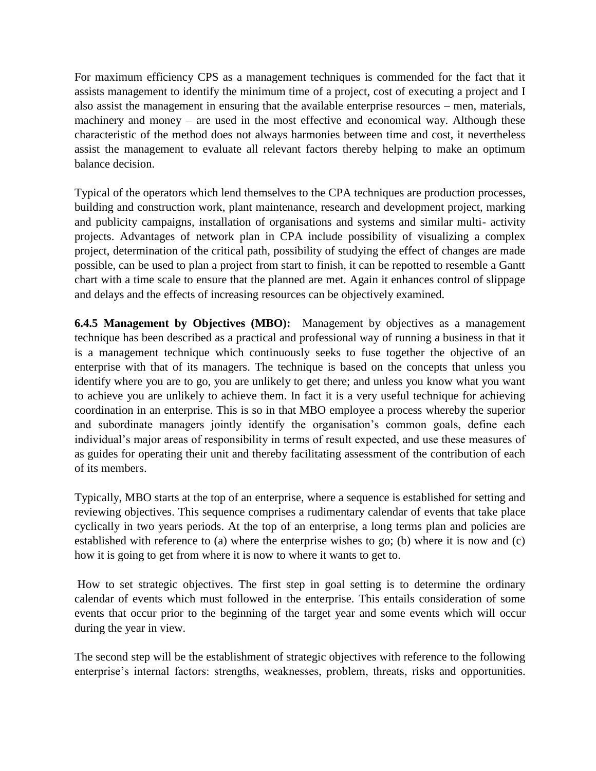For maximum efficiency CPS as a management techniques is commended for the fact that it assists management to identify the minimum time of a project, cost of executing a project and I also assist the management in ensuring that the available enterprise resources – men, materials, machinery and money – are used in the most effective and economical way. Although these characteristic of the method does not always harmonies between time and cost, it nevertheless assist the management to evaluate all relevant factors thereby helping to make an optimum balance decision.

Typical of the operators which lend themselves to the CPA techniques are production processes, building and construction work, plant maintenance, research and development project, marking and publicity campaigns, installation of organisations and systems and similar multi- activity projects. Advantages of network plan in CPA include possibility of visualizing a complex project, determination of the critical path, possibility of studying the effect of changes are made possible, can be used to plan a project from start to finish, it can be repotted to resemble a Gantt chart with a time scale to ensure that the planned are met. Again it enhances control of slippage and delays and the effects of increasing resources can be objectively examined.

**6.4.5 Management by Objectives (MBO):** Management by objectives as a management technique has been described as a practical and professional way of running a business in that it is a management technique which continuously seeks to fuse together the objective of an enterprise with that of its managers. The technique is based on the concepts that unless you identify where you are to go, you are unlikely to get there; and unless you know what you want to achieve you are unlikely to achieve them. In fact it is a very useful technique for achieving coordination in an enterprise. This is so in that MBO employee a process whereby the superior and subordinate managers jointly identify the organisation's common goals, define each individual's major areas of responsibility in terms of result expected, and use these measures of as guides for operating their unit and thereby facilitating assessment of the contribution of each of its members.

Typically, MBO starts at the top of an enterprise, where a sequence is established for setting and reviewing objectives. This sequence comprises a rudimentary calendar of events that take place cyclically in two years periods. At the top of an enterprise, a long terms plan and policies are established with reference to (a) where the enterprise wishes to go; (b) where it is now and (c) how it is going to get from where it is now to where it wants to get to.

How to set strategic objectives. The first step in goal setting is to determine the ordinary calendar of events which must followed in the enterprise. This entails consideration of some events that occur prior to the beginning of the target year and some events which will occur during the year in view.

The second step will be the establishment of strategic objectives with reference to the following enterprise's internal factors: strengths, weaknesses, problem, threats, risks and opportunities.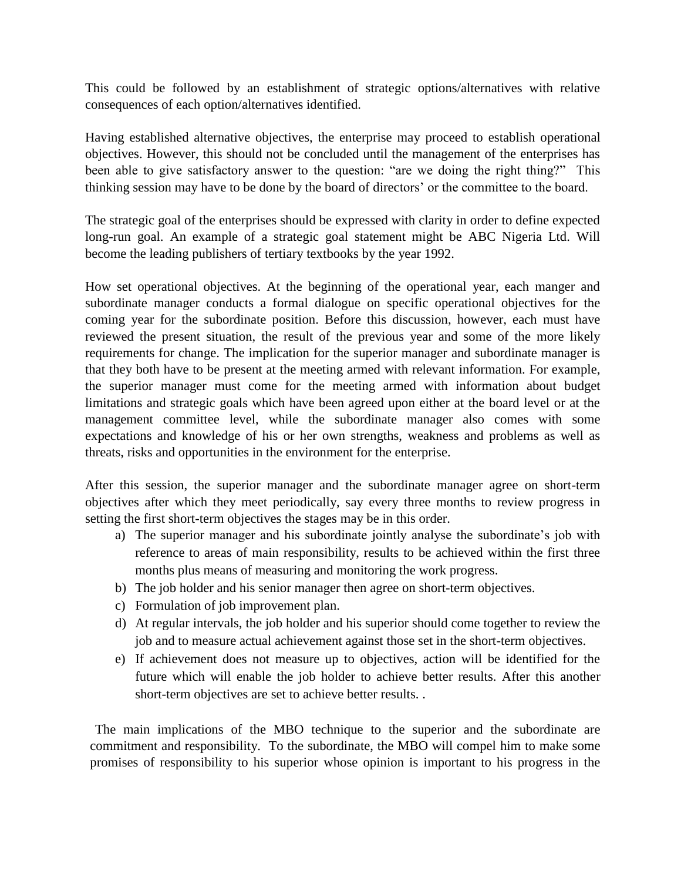This could be followed by an establishment of strategic options/alternatives with relative consequences of each option/alternatives identified.

Having established alternative objectives, the enterprise may proceed to establish operational objectives. However, this should not be concluded until the management of the enterprises has been able to give satisfactory answer to the question: "are we doing the right thing?" This thinking session may have to be done by the board of directors' or the committee to the board.

The strategic goal of the enterprises should be expressed with clarity in order to define expected long-run goal. An example of a strategic goal statement might be ABC Nigeria Ltd. Will become the leading publishers of tertiary textbooks by the year 1992.

How set operational objectives. At the beginning of the operational year, each manger and subordinate manager conducts a formal dialogue on specific operational objectives for the coming year for the subordinate position. Before this discussion, however, each must have reviewed the present situation, the result of the previous year and some of the more likely requirements for change. The implication for the superior manager and subordinate manager is that they both have to be present at the meeting armed with relevant information. For example, the superior manager must come for the meeting armed with information about budget limitations and strategic goals which have been agreed upon either at the board level or at the management committee level, while the subordinate manager also comes with some expectations and knowledge of his or her own strengths, weakness and problems as well as threats, risks and opportunities in the environment for the enterprise.

After this session, the superior manager and the subordinate manager agree on short-term objectives after which they meet periodically, say every three months to review progress in setting the first short-term objectives the stages may be in this order.

a) The superior manager and his subordinate jointly analyse the subordinate's job with reference to areas of main responsibility, results to be achieved within the first three months plus means of measuring and monitoring the work progress.
b) The job holder and his senior manager then agree on short-term objectives.
c) Formulation of job improvement plan.
d) At regular intervals, the job holder and his superior should come together to review the job and to measure actual achievement against those set in the short-term objectives.
e) If achievement does not measure up to objectives, action will be identified for the future which will enable the job holder to achieve better results. After this another short-term objectives are set to achieve better results. .

The main implications of the MBO technique to the superior and the subordinate are commitment and responsibility. To the subordinate, the MBO will compel him to make some promises of responsibility to his superior whose opinion is important to his progress in the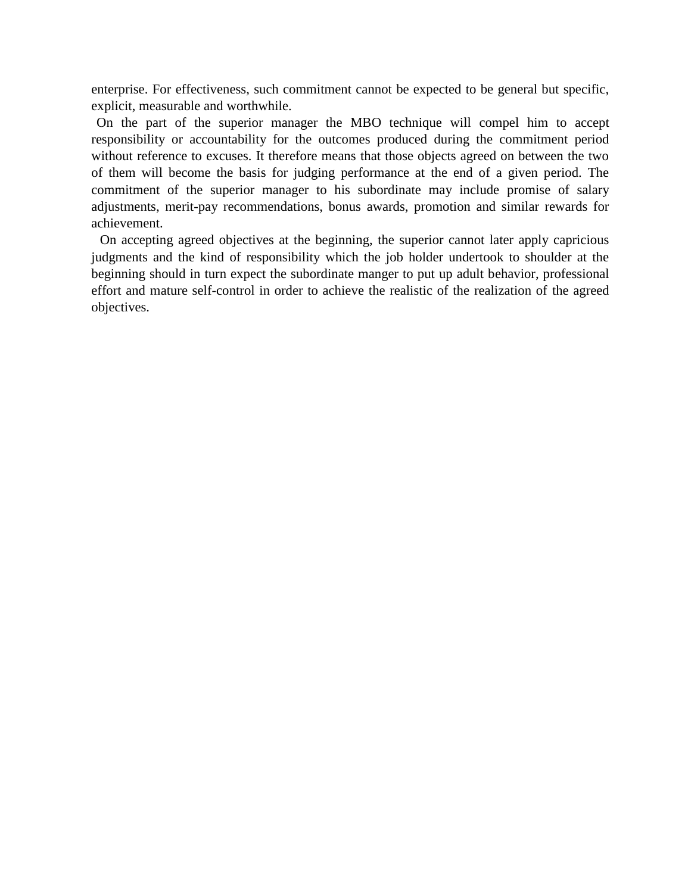enterprise. For effectiveness, such commitment cannot be expected to be general but specific, explicit, measurable and worthwhile.

On the part of the superior manager the MBO technique will compel him to accept responsibility or accountability for the outcomes produced during the commitment period without reference to excuses. It therefore means that those objects agreed on between the two of them will become the basis for judging performance at the end of a given period. The commitment of the superior manager to his subordinate may include promise of salary adjustments, merit-pay recommendations, bonus awards, promotion and similar rewards for achievement.

On accepting agreed objectives at the beginning, the superior cannot later apply capricious judgments and the kind of responsibility which the job holder undertook to shoulder at the beginning should in turn expect the subordinate manger to put up adult behavior, professional effort and mature self-control in order to achieve the realistic of the realization of the agreed objectives.